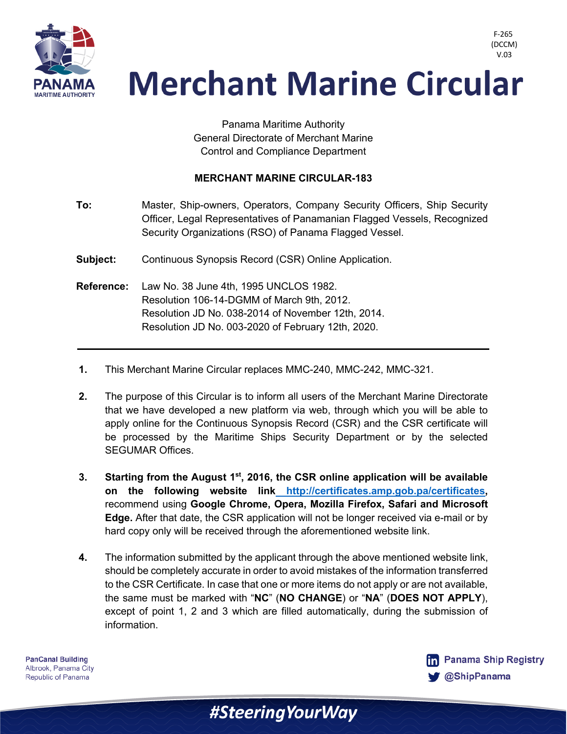F-265
(DCCM)
V.03

# Merchant Marine Circular

Panama Maritime Authority
General Directorate of Merchant Marine
Control and Compliance Department

**MERCHANT MARINE CIRCULAR-183**

**To:** Master, Ship-owners, Operators, Company Security Officers, Ship Security Officer, Legal Representatives of Panamanian Flagged Vessels, Recognized Security Organizations (RSO) of Panama Flagged Vessel.

**Subject:** Continuous Synopsis Record (CSR) Online Application.

**Reference:** Law No. 38 June 4th, 1995 UNCLOS 1982.
Resolution 106-14-DGMM of March 9th, 2012.
Resolution JD No. 038-2014 of November 12th, 2014.
Resolution JD No. 003-2020 of February 12th, 2020.

---

1. This Merchant Marine Circular replaces MMC-240, MMC-242, MMC-321.

2. The purpose of this Circular is to inform all users of the Merchant Marine Directorate that we have developed a new platform via web, through which you will be able to apply online for the Continuous Synopsis Record (CSR) and the CSR certificate will be processed by the Maritime Ships Security Department or by the selected SEGUMAR Offices.

3. **Starting from the August 1st, 2016, the CSR online application will be available on the following website link http://certificates.amp.gob.pa/certificates,** recommend using **Google Chrome, Opera, Mozilla Firefox, Safari and Microsoft Edge.** After that date, the CSR application will not be longer received via e-mail or by hard copy only will be received through the aforementioned website link.

4. The information submitted by the applicant through the above mentioned website link, should be completely accurate in order to avoid mistakes of the information transferred to the CSR Certificate. In case that one or more items do not apply or are not available, the same must be marked with "**NC**" (**NO CHANGE**) or "**NA**" (**DOES NOT APPLY**), except of point 1, 2 and 3 which are filled automatically, during the submission of information.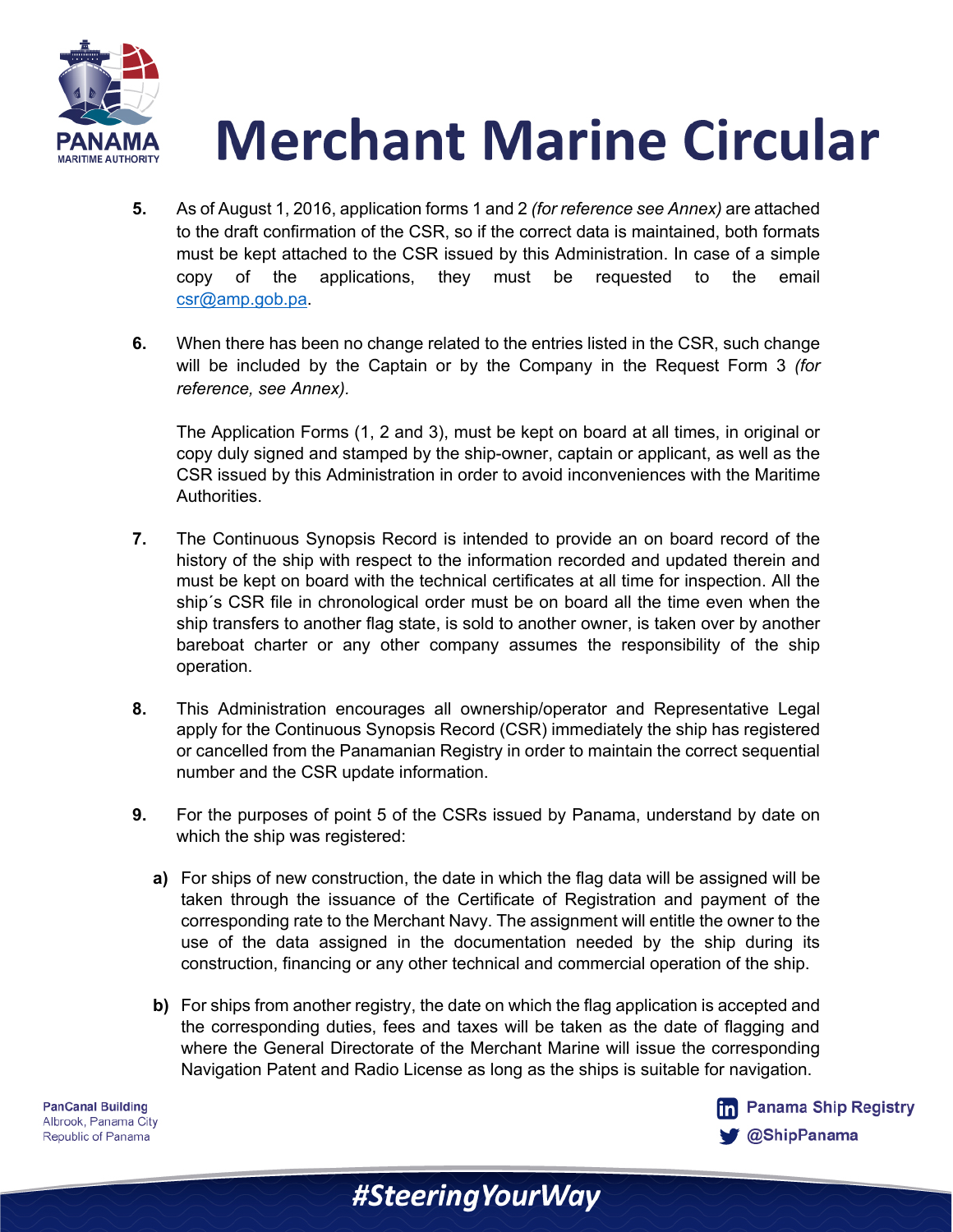**5.** As of August 1, 2016, application forms 1 and 2 *(for reference see Annex)* are attached to the draft confirmation of the CSR, so if the correct data is maintained, both formats must be kept attached to the CSR issued by this Administration. In case of a simple copy of the applications, they must be requested to the email csr@amp.gob.pa.

**6.** When there has been no change related to the entries listed in the CSR, such change will be included by the Captain or by the Company in the Request Form 3 *(for reference, see Annex).*

The Application Forms (1, 2 and 3), must be kept on board at all times, in original or copy duly signed and stamped by the ship-owner, captain or applicant, as well as the CSR issued by this Administration in order to avoid inconveniences with the Maritime Authorities.

**7.** The Continuous Synopsis Record is intended to provide an on board record of the history of the ship with respect to the information recorded and updated therein and must be kept on board with the technical certificates at all time for inspection. All the ship´s CSR file in chronological order must be on board all the time even when the ship transfers to another flag state, is sold to another owner, is taken over by another bareboat charter or any other company assumes the responsibility of the ship operation.

**8.** This Administration encourages all ownership/operator and Representative Legal apply for the Continuous Synopsis Record (CSR) immediately the ship has registered or cancelled from the Panamanian Registry in order to maintain the correct sequential number and the CSR update information.

**9.** For the purposes of point 5 of the CSRs issued by Panama, understand by date on which the ship was registered:

**a)** For ships of new construction, the date in which the flag data will be assigned will be taken through the issuance of the Certificate of Registration and payment of the corresponding rate to the Merchant Navy. The assignment will entitle the owner to the use of the data assigned in the documentation needed by the ship during its construction, financing or any other technical and commercial operation of the ship.

**b)** For ships from another registry, the date on which the flag application is accepted and the corresponding duties, fees and taxes will be taken as the date of flagging and where the General Directorate of the Merchant Marine will issue the corresponding Navigation Patent and Radio License as long as the ships is suitable for navigation.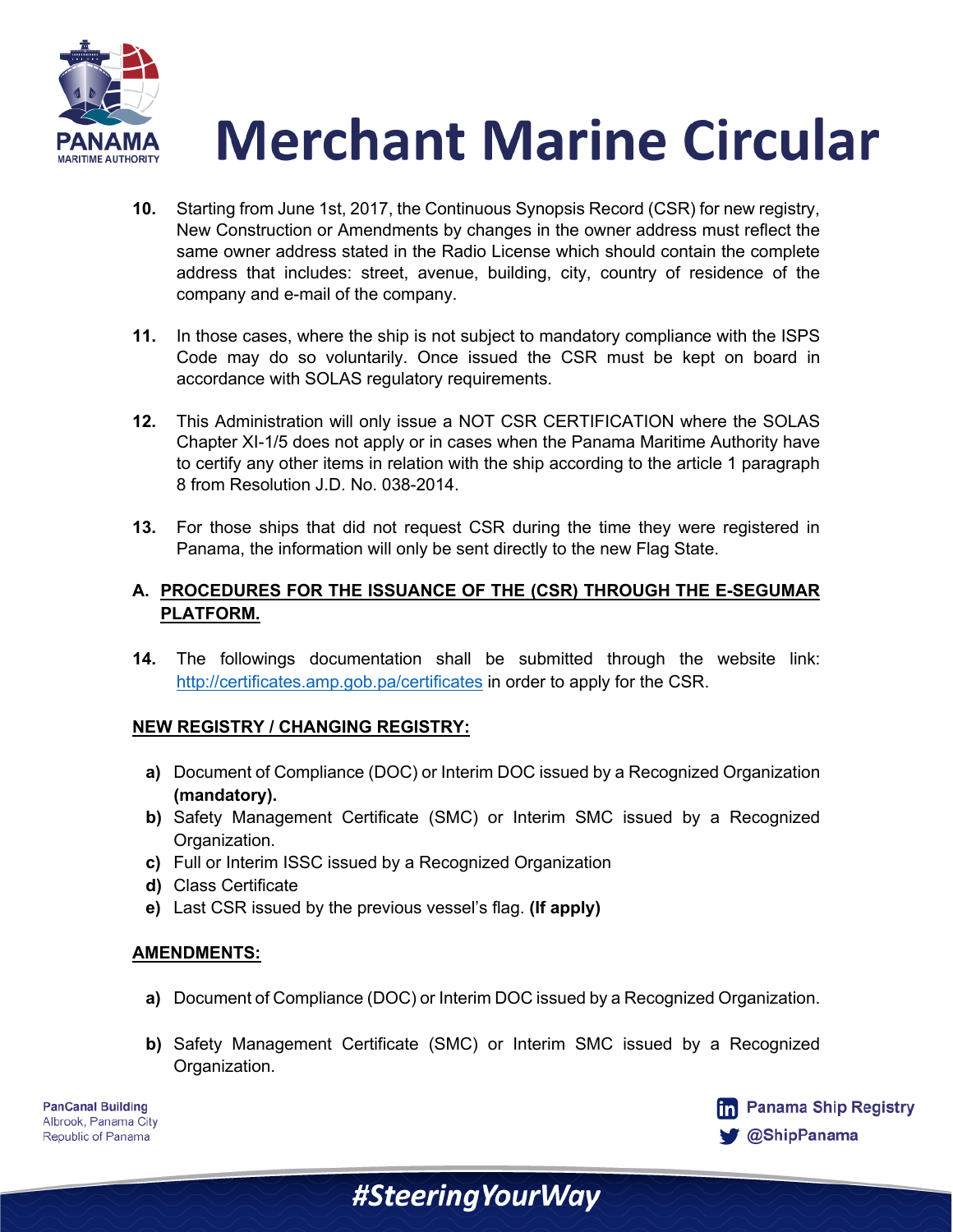10. Starting from June 1st, 2017, the Continuous Synopsis Record (CSR) for new registry, New Construction or Amendments by changes in the owner address must reflect the same owner address stated in the Radio License which should contain the complete address that includes: street, avenue, building, city, country of residence of the company and e-mail of the company.

11. In those cases, where the ship is not subject to mandatory compliance with the ISPS Code may do so voluntarily. Once issued the CSR must be kept on board in accordance with SOLAS regulatory requirements.

12. This Administration will only issue a NOT CSR CERTIFICATION where the SOLAS Chapter XI-1/5 does not apply or in cases when the Panama Maritime Authority have to certify any other items in relation with the ship according to the article 1 paragraph 8 from Resolution J.D. No. 038-2014.

13. For those ships that did not request CSR during the time they were registered in Panama, the information will only be sent directly to the new Flag State.

## A. PROCEDURES FOR THE ISSUANCE OF THE (CSR) THROUGH THE E-SEGUMAR PLATFORM.

14. The followings documentation shall be submitted through the website link: [http://certificates.amp.gob.pa/certificates](http://certificates.amp.gob.pa/certificates) in order to apply for the CSR.

**NEW REGISTRY / CHANGING REGISTRY:**

a) Document of Compliance (DOC) or Interim DOC issued by a Recognized Organization **(mandatory).**
b) Safety Management Certificate (SMC) or Interim SMC issued by a Recognized Organization.
c) Full or Interim ISSC issued by a Recognized Organization
d) Class Certificate
e) Last CSR issued by the previous vessel's flag. **(If apply)**

**AMENDMENTS:**

a) Document of Compliance (DOC) or Interim DOC issued by a Recognized Organization.

b) Safety Management Certificate (SMC) or Interim SMC issued by a Recognized Organization.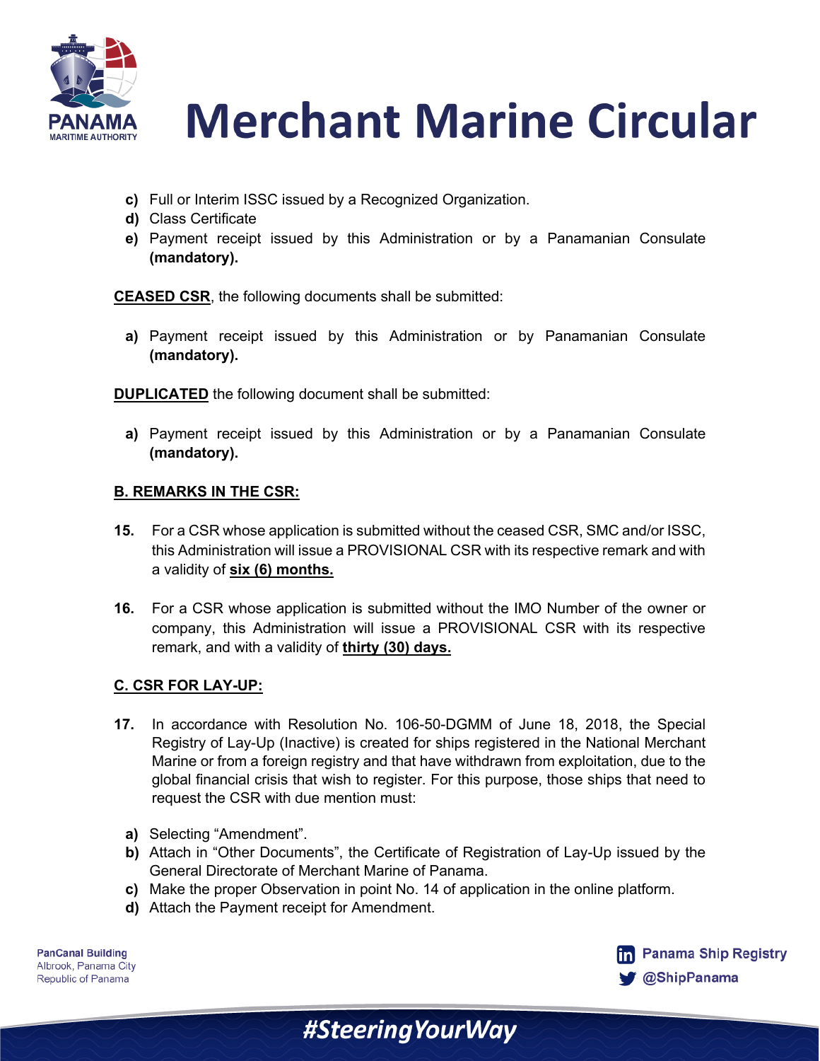c) Full or Interim ISSC issued by a Recognized Organization.
d) Class Certificate
e) Payment receipt issued by this Administration or by a Panamanian Consulate **(mandatory).**

**CEASED CSR**, the following documents shall be submitted:

a) Payment receipt issued by this Administration or by Panamanian Consulate **(mandatory).**

**DUPLICATED** the following document shall be submitted:

a) Payment receipt issued by this Administration or by a Panamanian Consulate **(mandatory).**

## B. REMARKS IN THE CSR:

**15.** For a CSR whose application is submitted without the ceased CSR, SMC and/or ISSC, this Administration will issue a PROVISIONAL CSR with its respective remark and with a validity of **six (6) months.**

**16.** For a CSR whose application is submitted without the IMO Number of the owner or company, this Administration will issue a PROVISIONAL CSR with its respective remark, and with a validity of **thirty (30) days.**

## C. CSR FOR LAY-UP:

**17.** In accordance with Resolution No. 106-50-DGMM of June 18, 2018, the Special Registry of Lay-Up (Inactive) is created for ships registered in the National Merchant Marine or from a foreign registry and that have withdrawn from exploitation, due to the global financial crisis that wish to register. For this purpose, those ships that need to request the CSR with due mention must:

a) Selecting "Amendment".
b) Attach in "Other Documents", the Certificate of Registration of Lay-Up issued by the General Directorate of Merchant Marine of Panama.
c) Make the proper Observation in point No. 14 of application in the online platform.
d) Attach the Payment receipt for Amendment.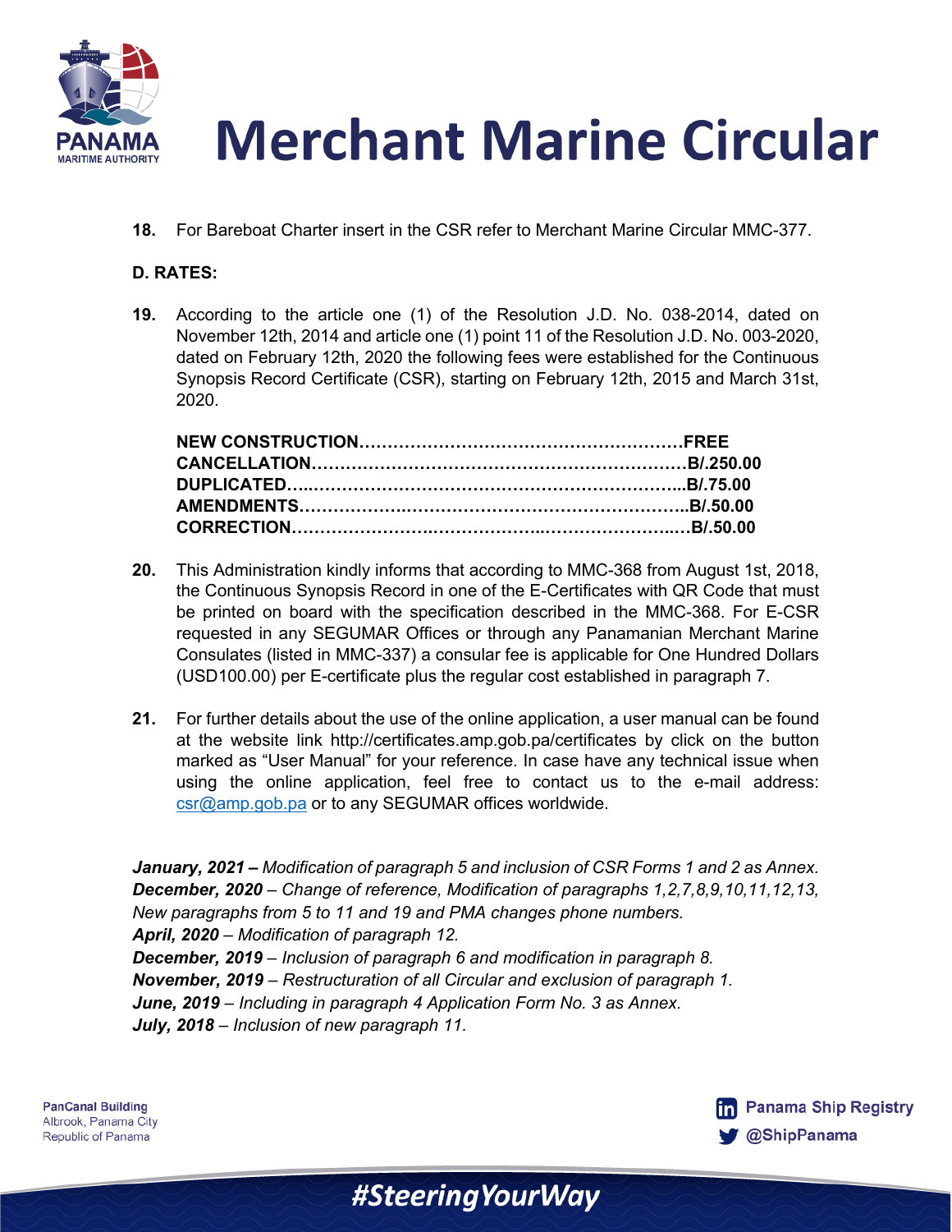**18.** For Bareboat Charter insert in the CSR refer to Merchant Marine Circular MMC-377.

**D. RATES:**

**19.** According to the article one (1) of the Resolution J.D. No. 038-2014, dated on November 12th, 2014 and article one (1) point 11 of the Resolution J.D. No. 003-2020, dated on February 12th, 2020 the following fees were established for the Continuous Synopsis Record Certificate (CSR), starting on February 12th, 2015 and March 31st, 2020.

**NEW CONSTRUCTION……………………………………………….FREE**
**CANCELLATION………………………………………………………B/.250.00**
**DUPLICATED…..…………………………………………………….B/.75.00**
**AMENDMENTS………………..…………………………………….B/.50.00**
**CORRECTION………………….…………………..………………..…B/.50.00**

**20.** This Administration kindly informs that according to MMC-368 from August 1st, 2018, the Continuous Synopsis Record in one of the E-Certificates with QR Code that must be printed on board with the specification described in the MMC-368. For E-CSR requested in any SEGUMAR Offices or through any Panamanian Merchant Marine Consulates (listed in MMC-337) a consular fee is applicable for One Hundred Dollars (USD100.00) per E-certificate plus the regular cost established in paragraph 7.

**21.** For further details about the use of the online application, a user manual can be found at the website link http://certificates.amp.gob.pa/certificates by click on the button marked as "User Manual" for your reference. In case have any technical issue when using the online application, feel free to contact us to the e-mail address: csr@amp.gob.pa or to any SEGUMAR offices worldwide.

***January, 2021 –*** *Modification of paragraph 5 and inclusion of CSR Forms 1 and 2 as Annex.*
***December, 2020*** *– Change of reference, Modification of paragraphs 1,2,7,8,9,10,11,12,13, New paragraphs from 5 to 11 and 19 and PMA changes phone numbers.*
***April, 2020*** *– Modification of paragraph 12.*
***December, 2019*** *– Inclusion of paragraph 6 and modification in paragraph 8.*
***November, 2019*** *– Restructuration of all Circular and exclusion of paragraph 1.*
***June, 2019*** *– Including in paragraph 4 Application Form No. 3 as Annex.*
***July, 2018*** *– Inclusion of new paragraph 11.*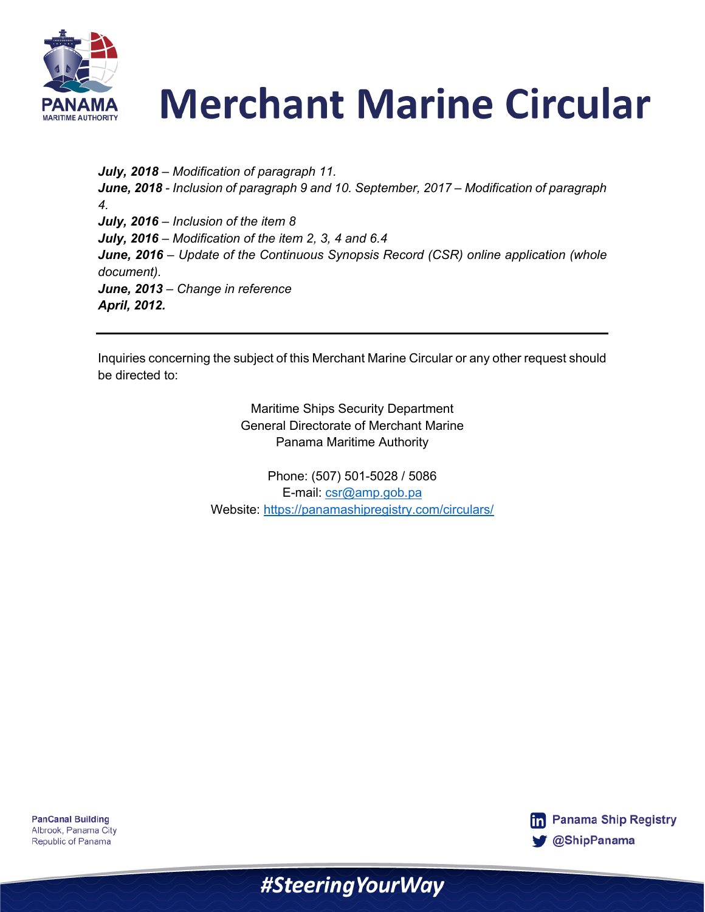# Merchant Marine Circular

***July, 2018*** *– Modification of paragraph 11.*
***June, 2018*** *- Inclusion of paragraph 9 and 10. September, 2017 – Modification of paragraph 4.*
***July, 2016*** *– Inclusion of the item 8*
***July, 2016*** *– Modification of the item 2, 3, 4 and 6.4*
***June, 2016*** *– Update of the Continuous Synopsis Record (CSR) online application (whole document).*
***June, 2013*** *– Change in reference*
***April, 2012.***

---

Inquiries concerning the subject of this Merchant Marine Circular or any other request should be directed to:

Maritime Ships Security Department
General Directorate of Merchant Marine
Panama Maritime Authority

Phone: (507) 501-5028 / 5086
E-mail: csr@amp.gob.pa
Website: https://panamashipregistry.com/circulars/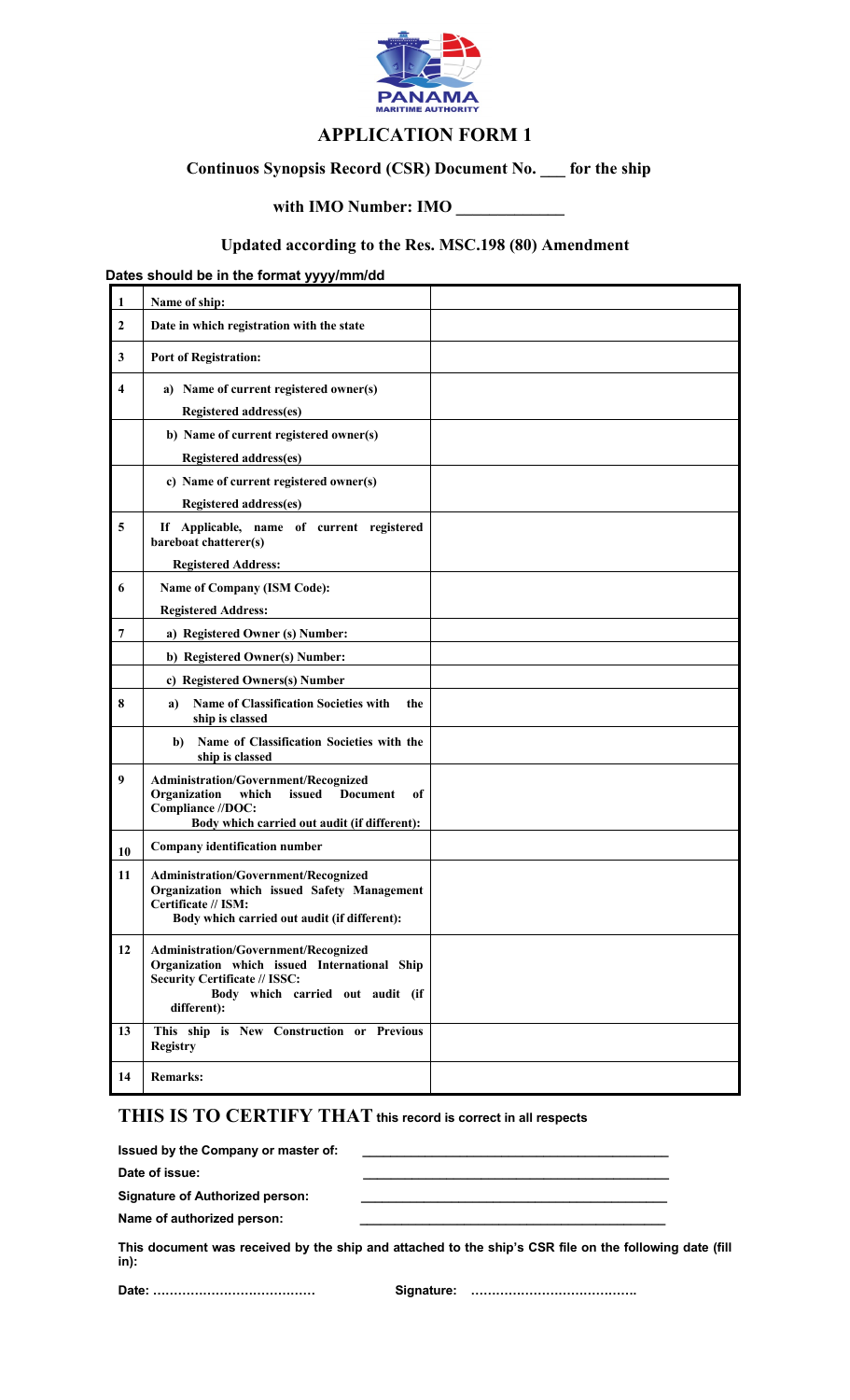# APPLICATION FORM 1

## Continuos Synopsis Record (CSR) Document No. ___ for the ship

## with IMO Number: IMO ____________

## Updated according to the Res. MSC.198 (80) Amendment

**Dates should be in the format yyyy/mm/dd**

| | | |
|---|---|---|
| **1** | **Name of ship:** | |
| **2** | **Date in which registration with the state** | |
| **3** | **Port of Registration:** | |
| **4** | **a) Name of current registered owner(s)**<br>**Registered address(es)** | |
| | **b) Name of current registered owner(s)**<br>**Registered address(es)** | |
| | **c) Name of current registered owner(s)**<br>**Registered address(es)** | |
| **5** | **If Applicable, name of current registered bareboat chatterer(s)**<br>**Registered Address:** | |
| **6** | **Name of Company (ISM Code):**<br>**Registered Address:** | |
| **7** | **a) Registered Owner (s) Number:** | |
| | **b) Registered Owner(s) Number:** | |
| | **c) Registered Owners(s) Number** | |
| **8** | **a) Name of Classification Societies with the ship is classed** | |
| | **b) Name of Classification Societies with the ship is classed** | |
| **9** | **Administration/Government/Recognized Organization which issued Document of Compliance //DOC:**<br>**Body which carried out audit (if different):** | |
| **10** | **Company identification number** | |
| **11** | **Administration/Government/Recognized Organization which issued Safety Management Certificate // ISM:**<br>**Body which carried out audit (if different):** | |
| **12** | **Administration/Government/Recognized Organization which issued International Ship Security Certificate // ISSC:**<br>**Body which carried out audit (if different):** | |
| **13** | **This ship is New Construction or Previous Registry** | |
| **14** | **Remarks:** | |

## THIS IS TO CERTIFY THAT this record is correct in all respects

**Issued by the Company or master of:** ________________________________________

**Date of issue:** ________________________________________

**Signature of Authorized person:** ________________________________________

**Name of authorized person:** ________________________________________

**This document was received by the ship and attached to the ship's CSR file on the following date (fill in):**

**Date:** ………………………………… **Signature:** ………………………………….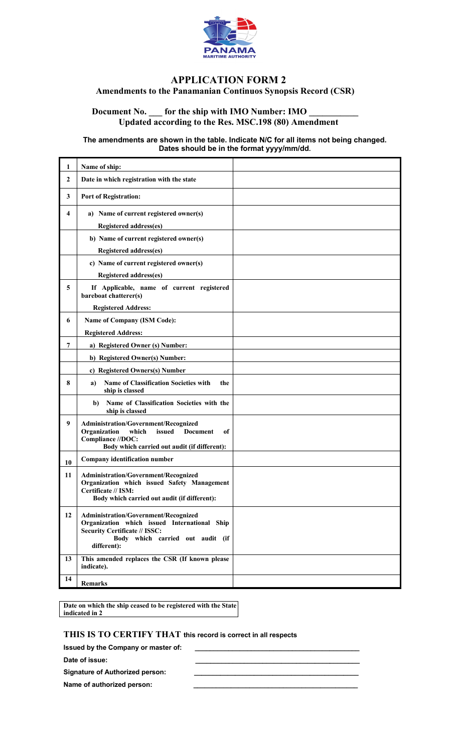# APPLICATION FORM 2

## Amendments to the Panamanian Continuos Synopsis Record (CSR)

### Document No. ___ for the ship with IMO Number: IMO __________
### Updated according to the Res. MSC.198 (80) Amendment

**The amendments are shown in the table. Indicate N/C for all items not being changed. Dates should be in the format yyyy/mm/dd.**

| | | |
|---|---|---|
| **1** | **Name of ship:** | |
| **2** | **Date in which registration with the state** | |
| **3** | **Port of Registration:** | |
| **4** | **a) Name of current registered owner(s)**<br>**Registered address(es)** | |
| | **b) Name of current registered owner(s)**<br>**Registered address(es)** | |
| | **c) Name of current registered owner(s)**<br>**Registered address(es)** | |
| **5** | **If Applicable, name of current registered bareboat chatterer(s)**<br>**Registered Address:** | |
| **6** | **Name of Company (ISM Code):**<br>**Registered Address:** | |
| **7** | **a) Registered Owner (s) Number:** | |
| | **b) Registered Owner(s) Number:** | |
| | **c) Registered Owners(s) Number** | |
| **8** | **a) Name of Classification Societies with the ship is classed** | |
| | **b) Name of Classification Societies with the ship is classed** | |
| **9** | **Administration/Government/Recognized Organization which issued Document of Compliance //DOC:**<br>**Body which carried out audit (if different):** | |
| **10** | **Company identification number** | |
| **11** | **Administration/Government/Recognized Organization which issued Safety Management Certificate // ISM:**<br>**Body which carried out audit (if different):** | |
| **12** | **Administration/Government/Recognized Organization which issued International Ship Security Certificate // ISSC:**<br>**Body which carried out audit (if different):** | |
| **13** | **This amended replaces the CSR (If known please indicate).** | |
| **14** | **Remarks** | |

| |
|---|
| **Date on which the ship ceased to be registered with the State indicated in 2** |

**THIS IS TO CERTIFY THAT this record is correct in all respects**

**Issued by the Company or master of:** ____________________________________________

**Date of issue:** ____________________________________________

**Signature of Authorized person:** ____________________________________________

**Name of authorized person:** ____________________________________________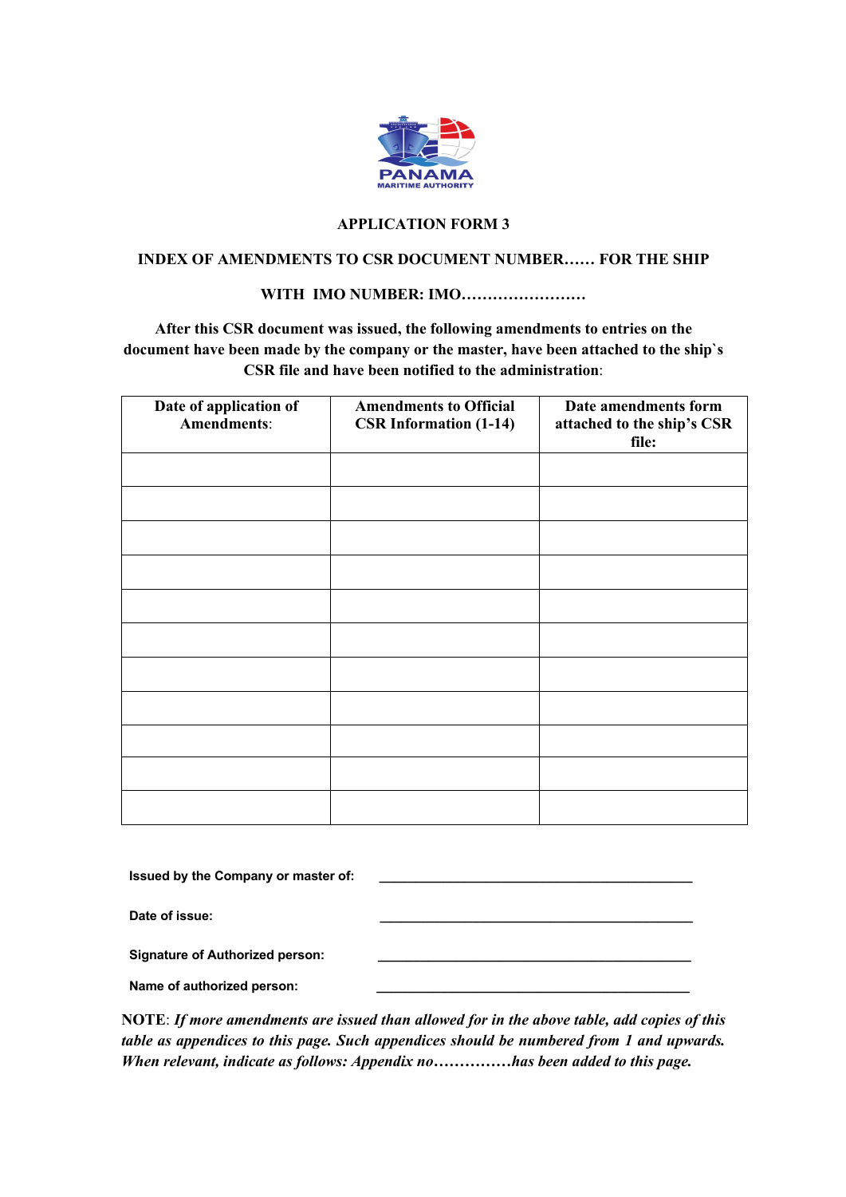PANAMA
MARITIME AUTHORITY

**APPLICATION FORM 3**

**INDEX OF AMENDMENTS TO CSR DOCUMENT NUMBER…… FOR THE SHIP**

**WITH IMO NUMBER: IMO……………………**

**After this CSR document was issued, the following amendments to entries on the document have been made by the company or the master, have been attached to the ship`s CSR file and have been notified to the administration**:

| **Date of application of Amendments**: | **Amendments to Official CSR Information (1-14)** | **Date amendments form attached to the ship's CSR file:** |
|---|---|---|
| | | |
| | | |
| | | |
| | | |
| | | |
| | | |
| | | |
| | | |
| | | |
| | | |
| | | |

**Issued by the Company or master of:** ____________________________________________

**Date of issue:** ____________________________________________

**Signature of Authorized person:** ____________________________________________

**Name of authorized person:** ____________________________________________

**NOTE**: ***If more amendments are issued than allowed for in the above table, add copies of this table as appendices to this page. Such appendices should be numbered from 1 and upwards. When relevant, indicate as follows: Appendix no……………has been added to this page.***